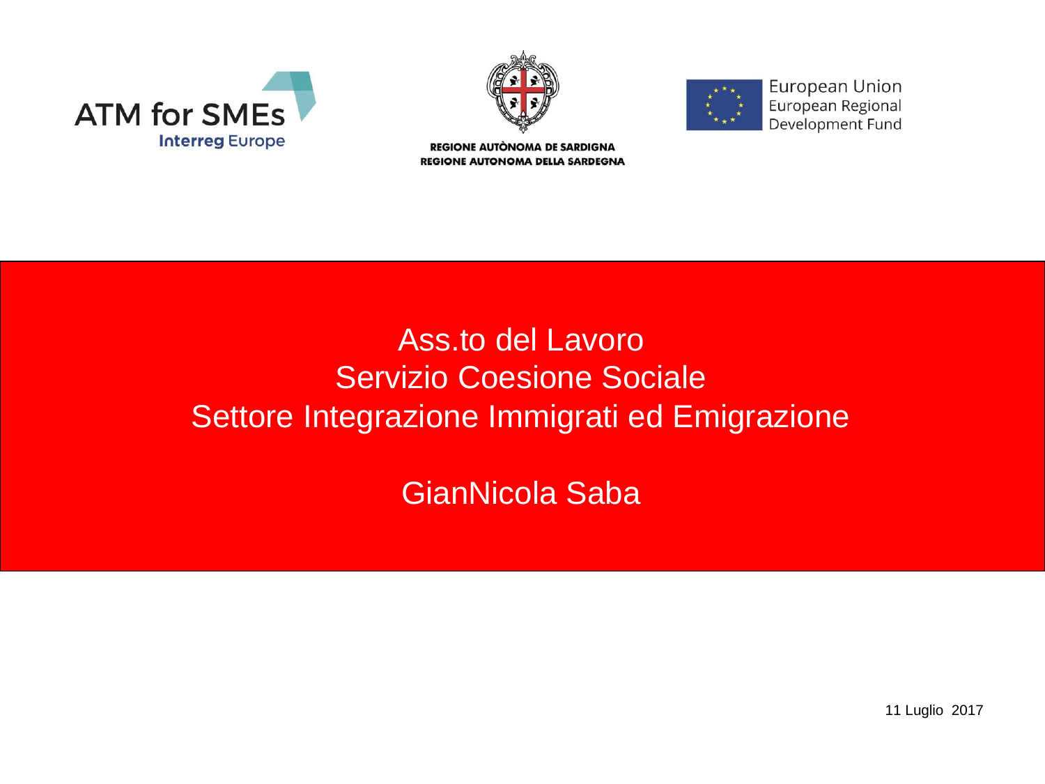ATM for SMEs
Interreg Europe

REGIONE AUTÒNOMA DE SARDIGNA
REGIONE AUTONOMA DELLA SARDEGNA

European Union
European Regional Development Fund

# Ass.to del Lavoro
# Servizio Coesione Sociale
# Settore Integrazione Immigrati ed Emigrazione

GianNicola Saba

11 Luglio 2017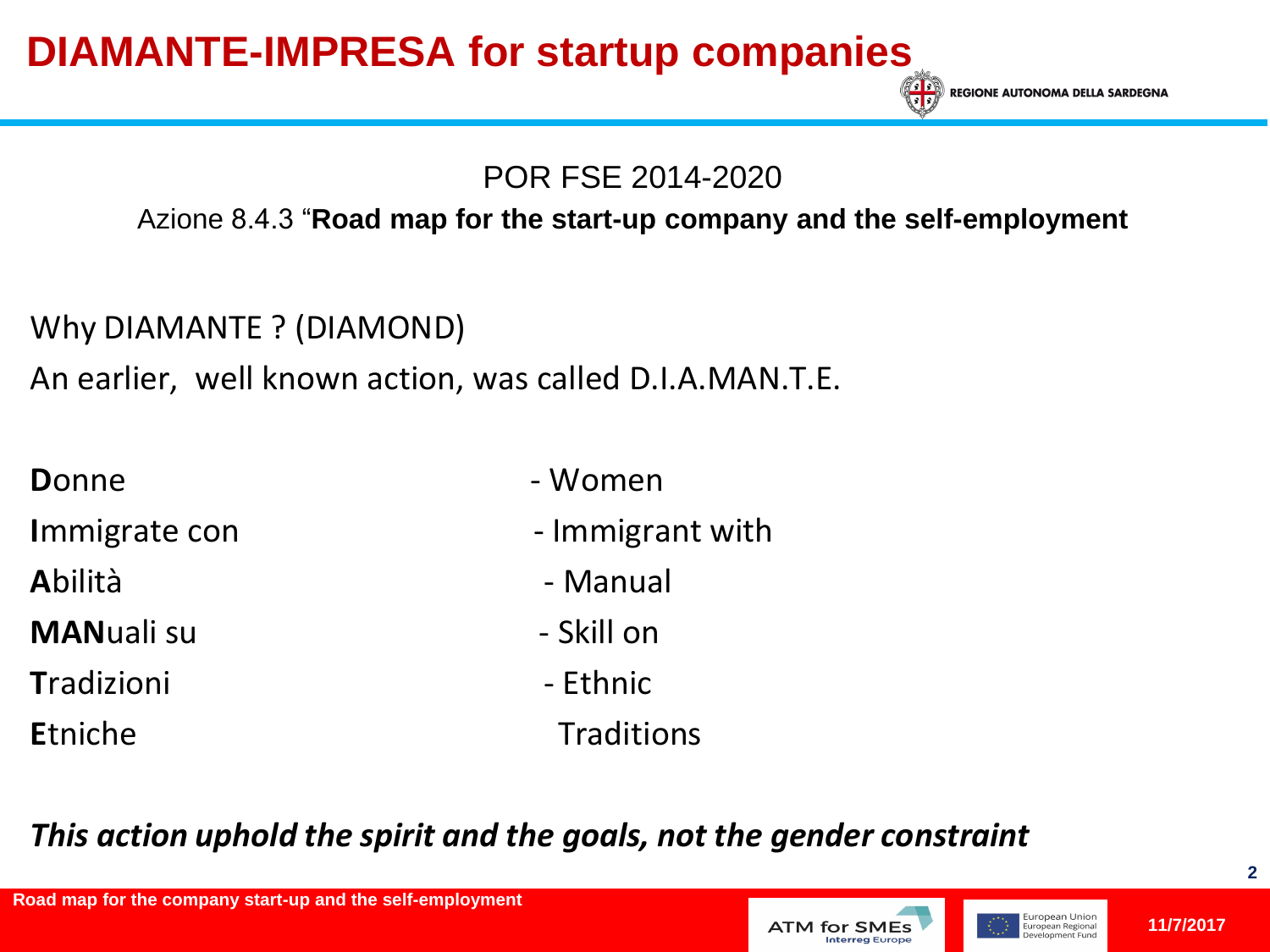# DIAMANTE-IMPRESA for startup companies

POR FSE 2014-2020

Azione 8.4.3 "**Road map for the start-up company and the self-employment**

Why DIAMANTE ? (DIAMOND)

An earlier, well known action, was called D.I.A.MAN.T.E.

| | |
|---|---|
| **D**onne | - Women |
| **I**mmigrate con | - Immigrant with |
| **A**bilità | - Manual |
| **MAN**uali su | - Skill on |
| **T**radizioni | - Ethnic |
| **E**tniche | Traditions |

***This action uphold the spirit and the goals, not the gender constraint***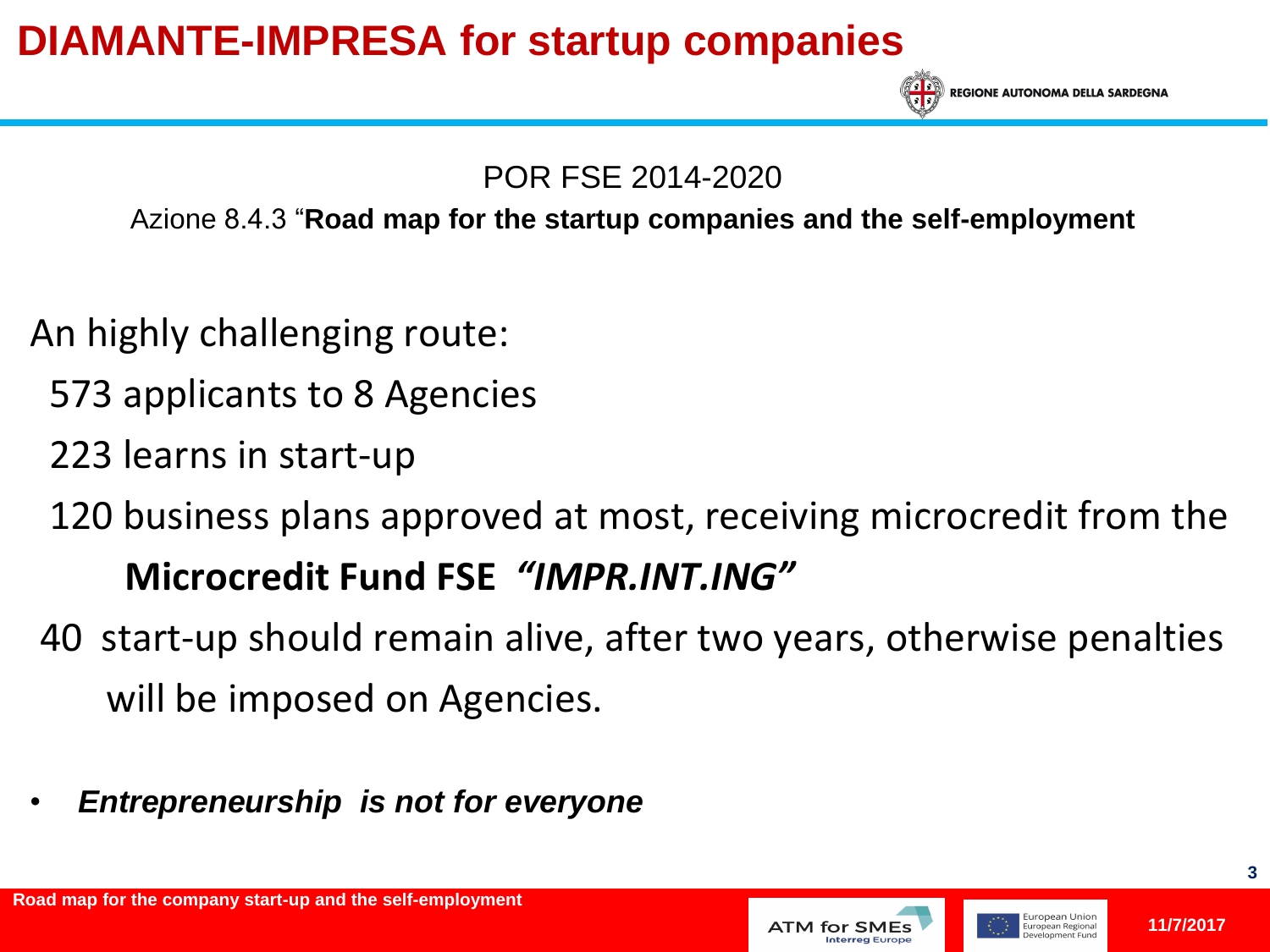# DIAMANTE-IMPRESA for startup companies

POR FSE 2014-2020

Azione 8.4.3 "**Road map for the startup companies and the self-employment**

An highly challenging route:

573 applicants to 8 Agencies

223 learns in start-up

120 business plans approved at most, receiving microcredit from the **Microcredit Fund FSE *"IMPR.INT.ING"***

40 start-up should remain alive, after two years, otherwise penalties will be imposed on Agencies.

- ***Entrepreneurship is not for everyone***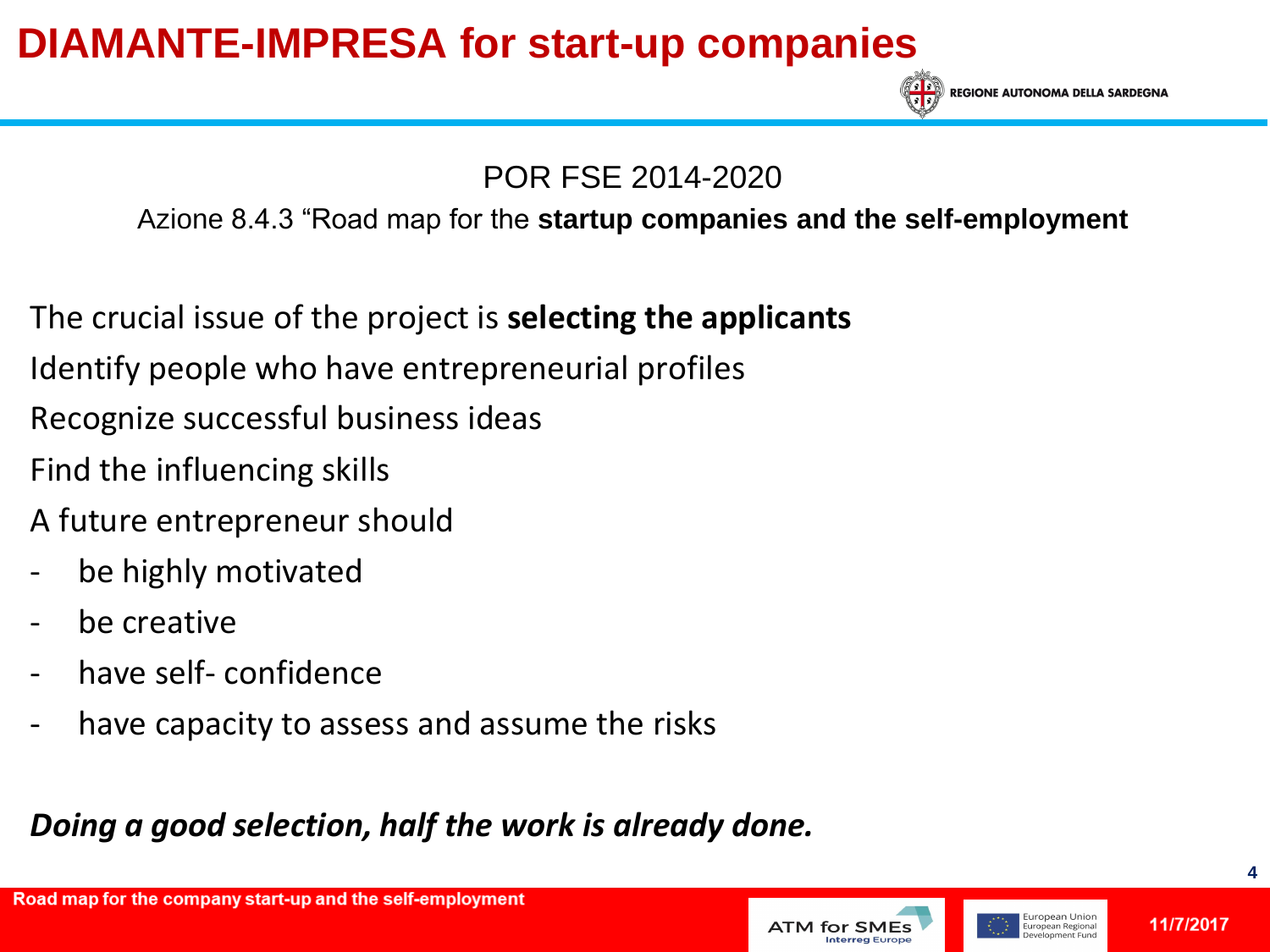# DIAMANTE-IMPRESA for start-up companies

POR FSE 2014-2020

Azione 8.4.3 "Road map for the **startup companies and the self-employment**

The crucial issue of the project is **selecting the applicants**

Identify people who have entrepreneurial profiles

Recognize successful business ideas

Find the influencing skills

A future entrepreneur should

- be highly motivated
- be creative
- have self- confidence
- have capacity to assess and assume the risks

***Doing a good selection, half the work is already done.***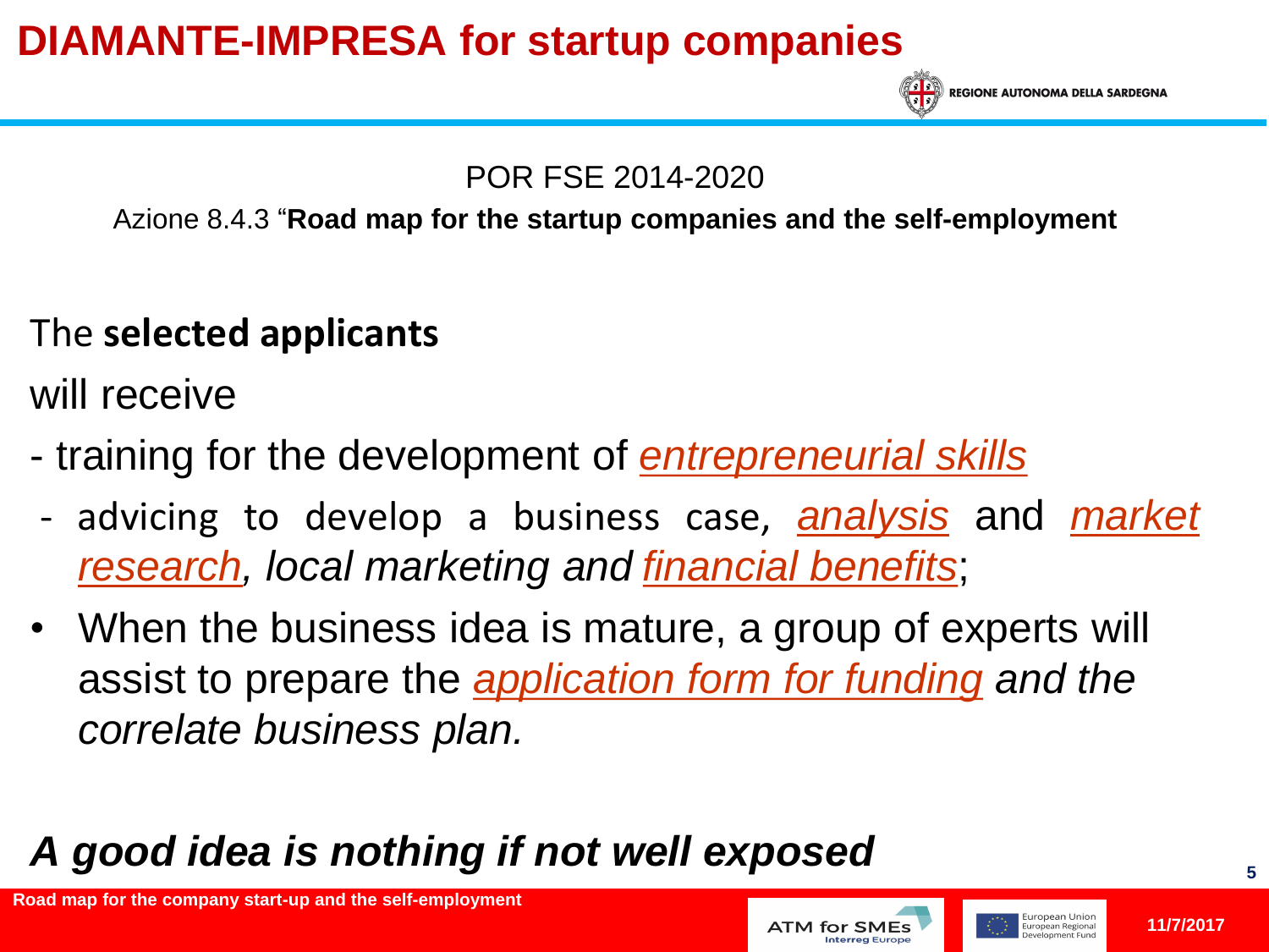# DIAMANTE-IMPRESA for startup companies

POR FSE 2014-2020

Azione 8.4.3 "**Road map for the startup companies and the self-employment**

The **selected applicants**

will receive

- training for the development of *entrepreneurial skills*
- advicing to develop a business case, *analysis* and *market research*, *local marketing and* *financial benefits*;

- When the business idea is mature, a group of experts will assist to prepare the *application form for funding and the correlate business plan.*

***A good idea is nothing if not well exposed***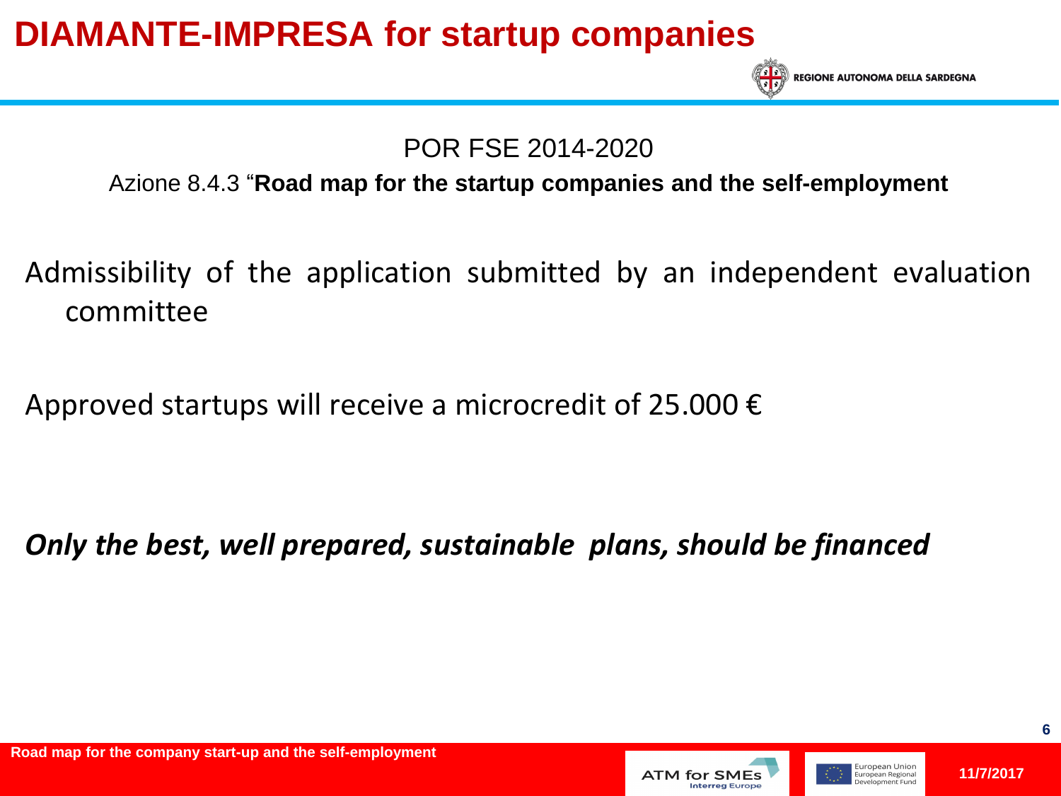# DIAMANTE-IMPRESA for startup companies

POR FSE 2014-2020

Azione 8.4.3 "**Road map for the startup companies and the self-employment**

Admissibility of the application submitted by an independent evaluation committee

Approved startups will receive a microcredit of 25.000 €

***Only the best, well prepared, sustainable plans, should be financed***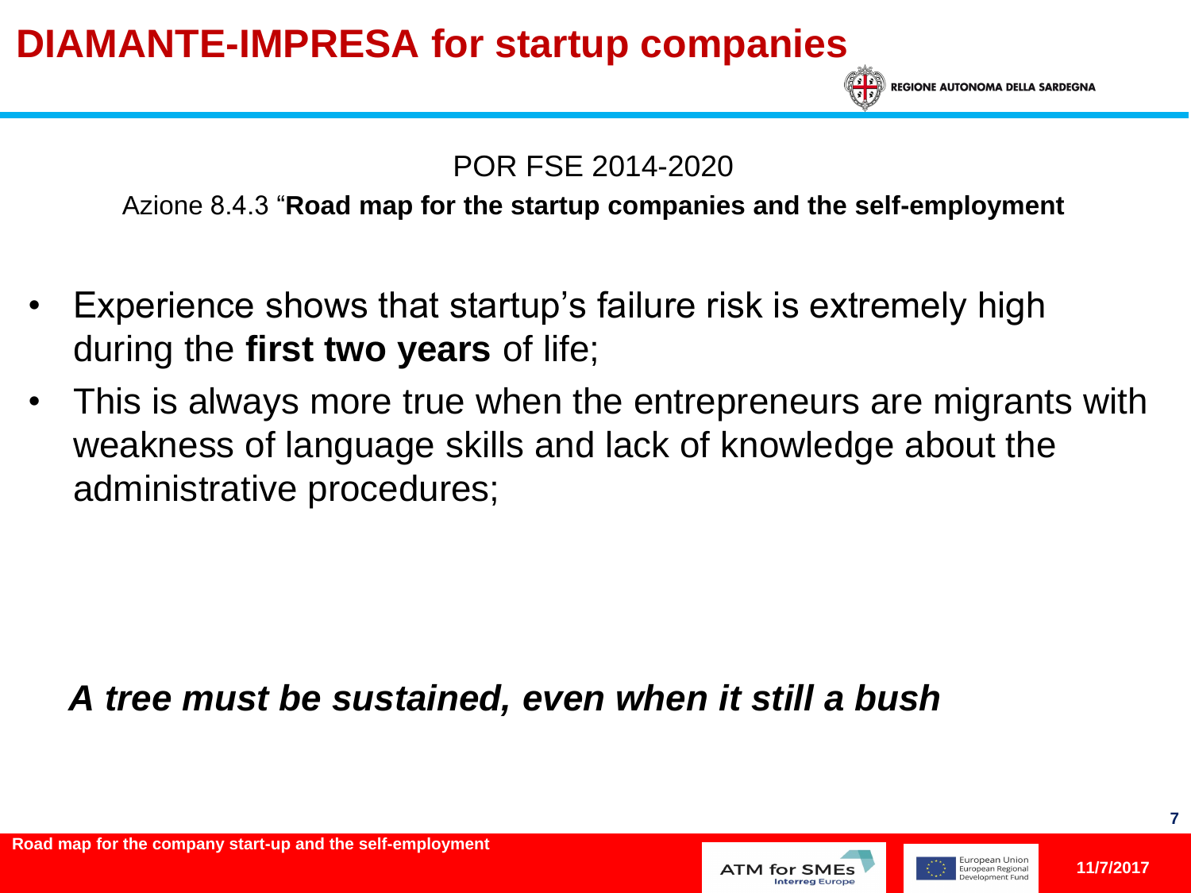# DIAMANTE-IMPRESA for startup companies

POR FSE 2014-2020

Azione 8.4.3 “**Road map for the startup companies and the self-employment**

- Experience shows that startup’s failure risk is extremely high during the **first two years** of life;
- This is always more true when the entrepreneurs are migrants with weakness of language skills and lack of knowledge about the administrative procedures;

***A tree must be sustained, even when it still a bush***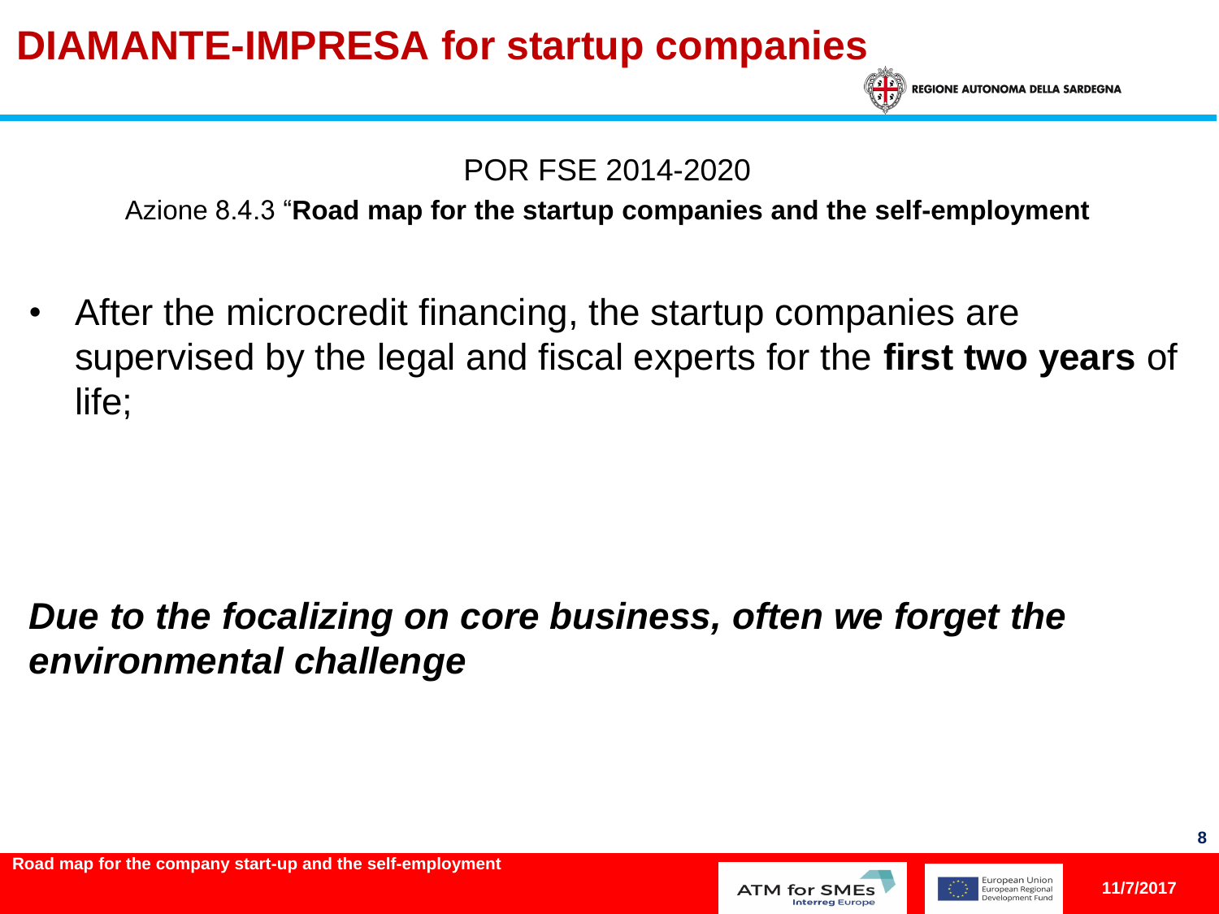# DIAMANTE-IMPRESA for startup companies

POR FSE 2014-2020

Azione 8.4.3 “**Road map for the startup companies and the self-employment**

- After the microcredit financing, the startup companies are supervised by the legal and fiscal experts for the **first two years** of life;

***Due to the focalizing on core business, often we forget the environmental challenge***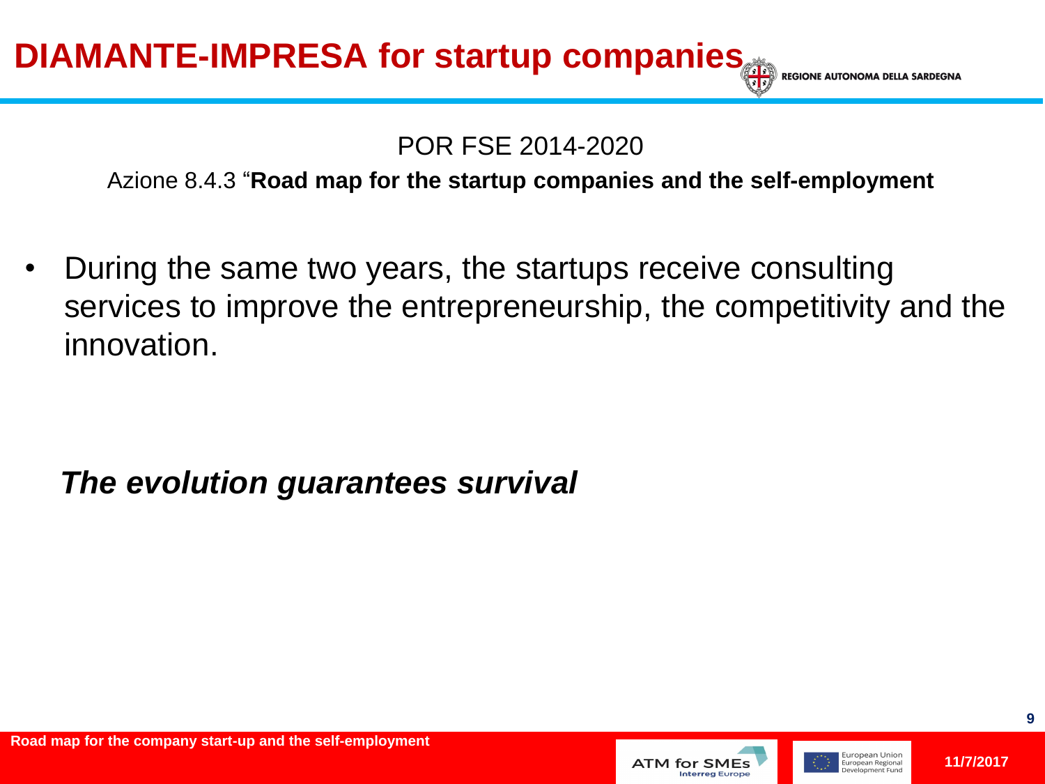# DIAMANTE-IMPRESA for startup companies

POR FSE 2014-2020

Azione 8.4.3 "**Road map for the startup companies and the self-employment**

- During the same two years, the startups receive consulting services to improve the entrepreneurship, the competitivity and the innovation.

***The evolution guarantees survival***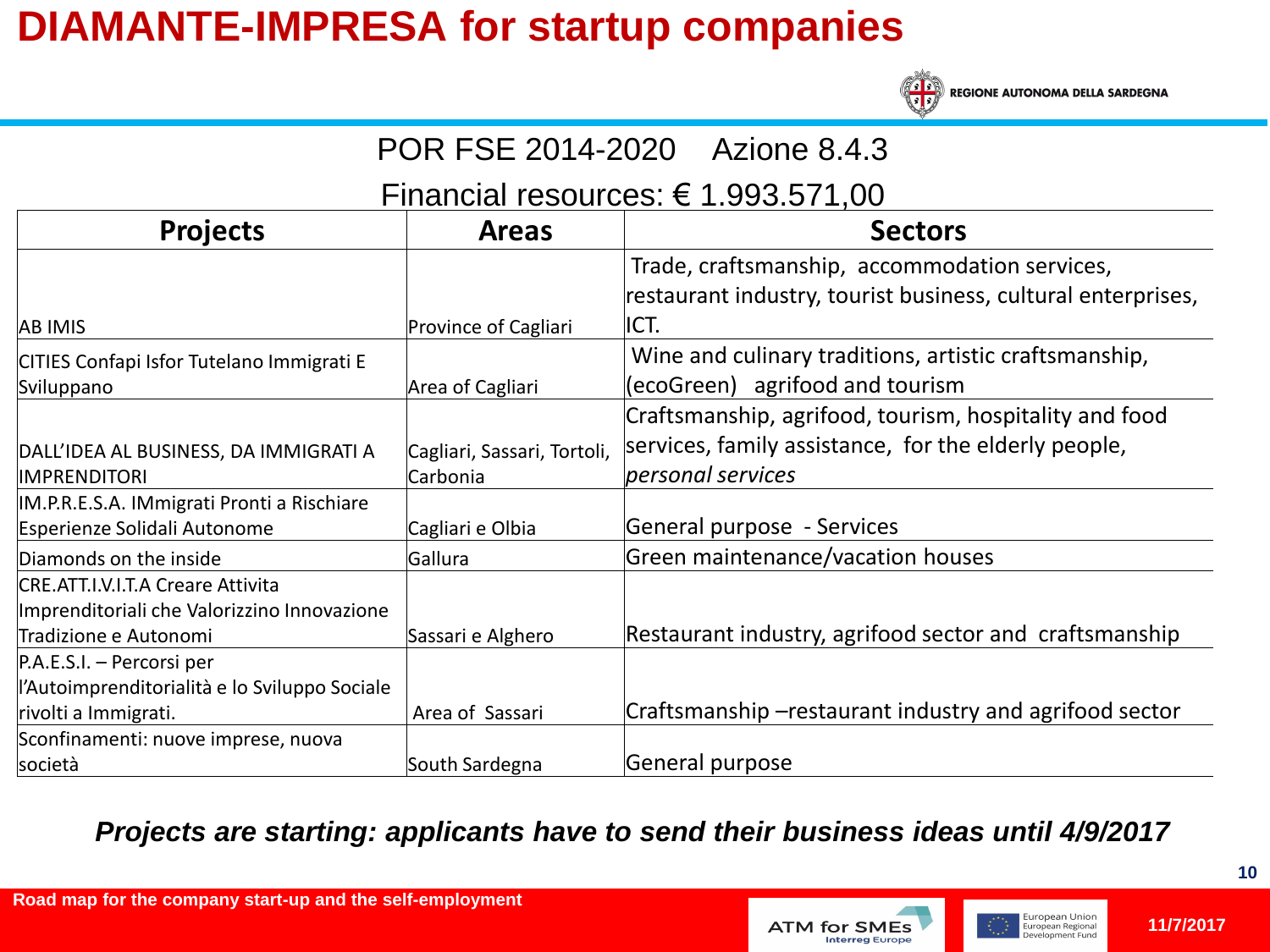# DIAMANTE-IMPRESA for startup companies

REGIONE AUTONOMA DELLA SARDEGNA

POR FSE 2014-2020 Azione 8.4.3

Financial resources: € 1.993.571,00

| Projects | Areas | Sectors |
|---|---|---|
| AB IMIS | Province of Cagliari | Trade, craftsmanship, accommodation services, restaurant industry, tourist business, cultural enterprises, ICT. |
| CITIES Confapi Isfor Tutelano Immigrati E Sviluppano | Area of Cagliari | Wine and culinary traditions, artistic craftsmanship, (ecoGreen) agrifood and tourism |
| DALL'IDEA AL BUSINESS, DA IMMIGRATI A IMPRENDITORI | Cagliari, Sassari, Tortoli, Carbonia | Craftsmanship, agrifood, tourism, hospitality and food services, family assistance, for the elderly people, *personal services* |
| IM.P.R.E.S.A. IMmigrati Pronti a Rischiare Esperienze Solidali Autonome | Cagliari e Olbia | General purpose - Services |
| Diamonds on the inside | Gallura | Green maintenance/vacation houses |
| CRE.ATT.I.V.I.T.A Creare Attivita Imprenditoriali che Valorizzino Innovazione Tradizione e Autonomi | Sassari e Alghero | Restaurant industry, agrifood sector and craftsmanship |
| P.A.E.S.I. – Percorsi per l'Autoimprenditorialità e lo Sviluppo Sociale rivolti a Immigrati. | Area of Sassari | Craftsmanship –restaurant industry and agrifood sector |
| Sconfinamenti: nuove imprese, nuova società | South Sardegna | General purpose |

***Projects are starting: applicants have to send their business ideas until 4/9/2017***

Road map for the company start-up and the self-employment

ATM for SMEs Interreg Europe

European Union European Regional Development Fund

11/7/2017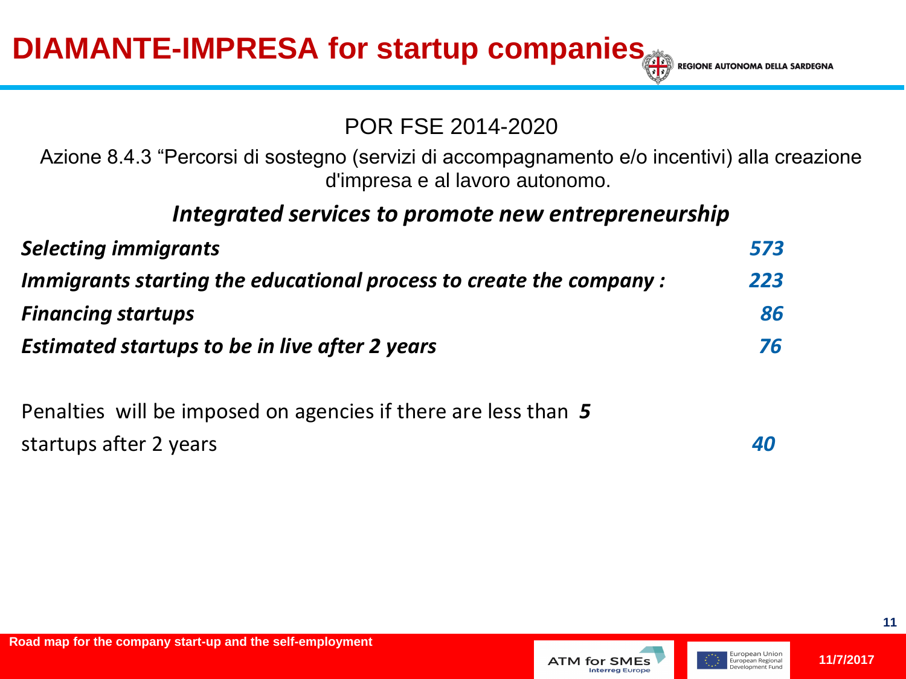# DIAMANTE-IMPRESA for startup companies

REGIONE AUTONOMA DELLA SARDEGNA

POR FSE 2014-2020

Azione 8.4.3 "Percorsi di sostegno (servizi di accompagnamento e/o incentivi) alla creazione d'impresa e al lavoro autonomo.

## *Integrated services to promote new entrepreneurship*

| | |
|---|---|
| ***Selecting immigrants*** | ***573*** |
| ***Immigrants starting the educational process to create the company :*** | ***223*** |
| ***Financing startups*** | ***86*** |
| ***Estimated startups to be in live after 2 years*** | ***76*** |

Penalties will be imposed on agencies if there are less than ***5*** startups after 2 years ***40***

Road map for the company start-up and the self-employment

11/7/2017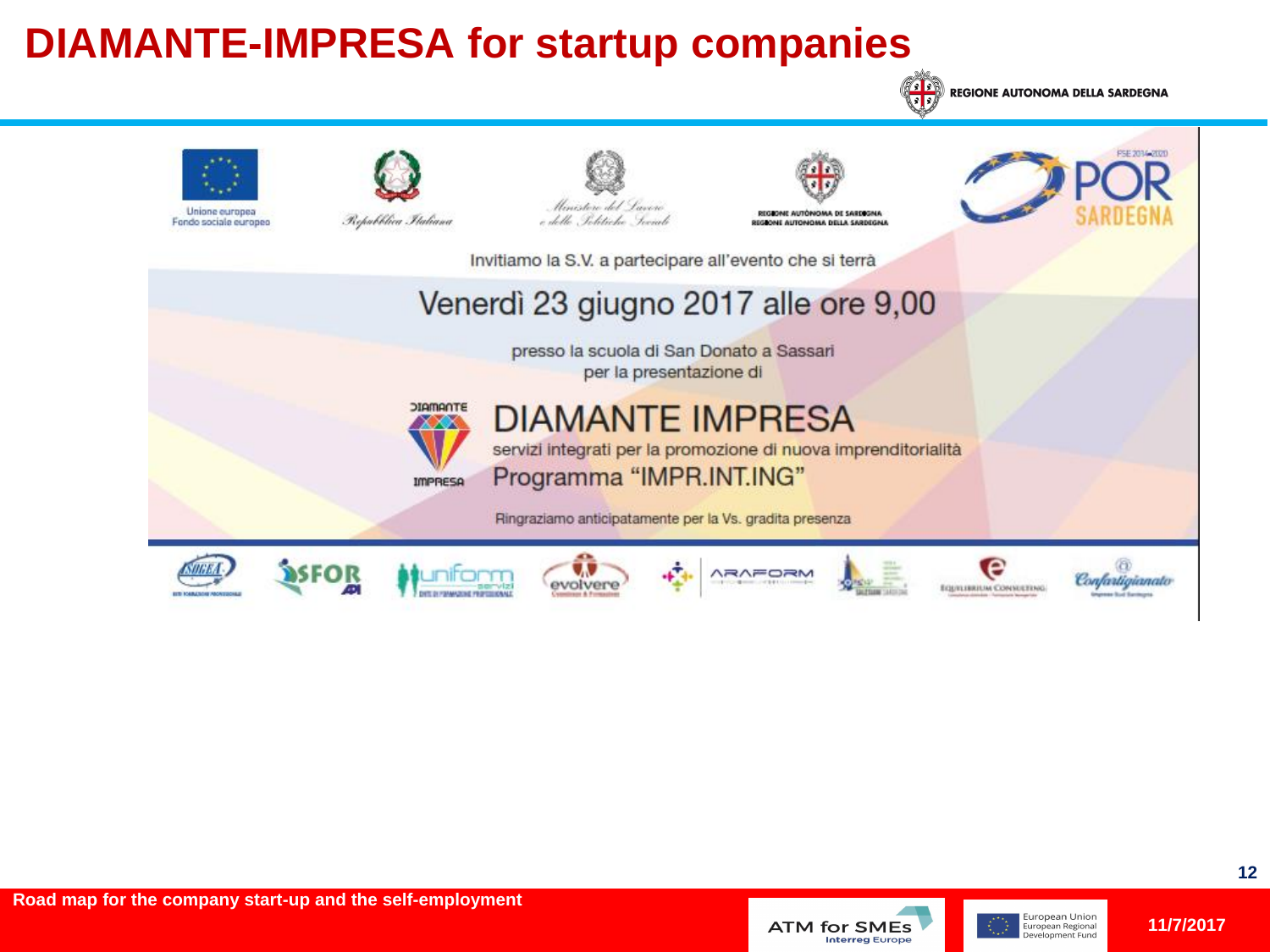# DIAMANTE-IMPRESA for startup companies

REGIONE AUTONOMA DELLA SARDEGNA

Unione europea
Fondo sociale europeo

Repubblica Italiana

Ministero del Lavoro e delle Politiche Sociali

REGIONE AUTÒNOMA DE SARDIGNA
REGIONE AUTONOMA DELLA SARDEGNA

FSE 2014-2020
POR SARDEGNA

Invitiamo la S.V. a partecipare all'evento che si terrà

Venerdì 23 giugno 2017 alle ore 9,00

presso la scuola di San Donato a Sassari
per la presentazione di

DIAMANTE IMPRESA

## DIAMANTE IMPRESA

servizi integrati per la promozione di nuova imprenditorialità

Programma "IMPR.INT.ING"

Ringraziamo anticipatamente per la Vs. gradita presenza

SOGEA · SFOR · uniform servizi · evolvere · ARAFORM · Equilibrium Consulting · Confartigianato

Road map for the company start-up and the self-employment

11/7/2017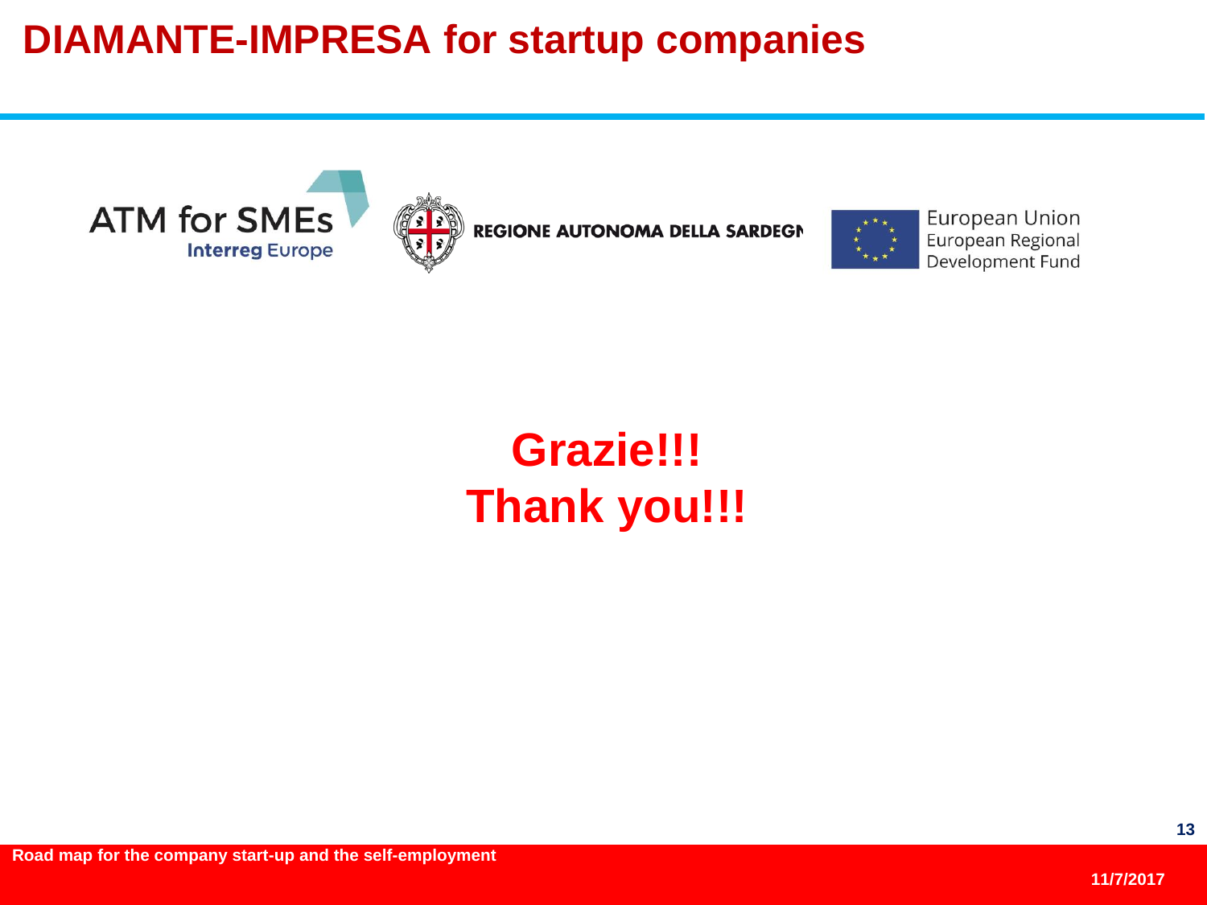# DIAMANTE-IMPRESA for startup companies

ATM for SMEs
Interreg Europe

REGIONE AUTONOMA DELLA SARDEGNA

European Union
European Regional
Development Fund

**Grazie!!!**
**Thank you!!!**